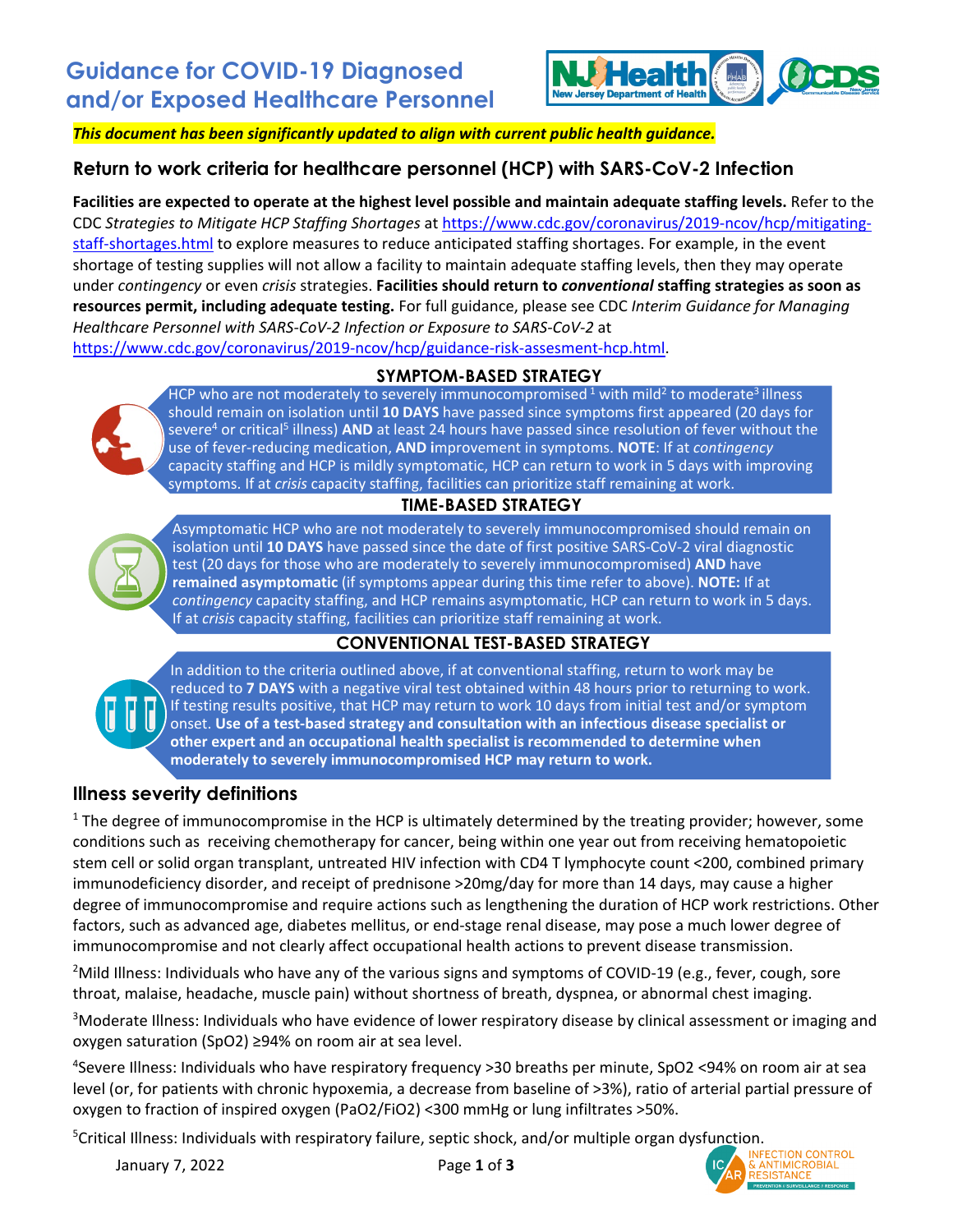# Guidance for COVID-19 Diagnosed and/or Exposed Healthcare Personnel

***This document has been significantly updated to align with current public health guidance.***

## Return to work criteria for healthcare personnel (HCP) with SARS-CoV-2 Infection

**Facilities are expected to operate at the highest level possible and maintain adequate staffing levels.** Refer to the CDC *Strategies to Mitigate HCP Staffing Shortages* at https://www.cdc.gov/coronavirus/2019-ncov/hcp/mitigating-staff-shortages.html to explore measures to reduce anticipated staffing shortages. For example, in the event shortage of testing supplies will not allow a facility to maintain adequate staffing levels, then they may operate under *contingency* or even *crisis* strategies. **Facilities should return to *conventional* staffing strategies as soon as resources permit, including adequate testing.** For full guidance, please see CDC *Interim Guidance for Managing Healthcare Personnel with SARS-CoV-2 Infection or Exposure to SARS-CoV-2* at https://www.cdc.gov/coronavirus/2019-ncov/hcp/guidance-risk-assesment-hcp.html.

### SYMPTOM-BASED STRATEGY

HCP who are not moderately to severely immunocompromised [1] with mild[2] to moderate[3] illness should remain on isolation until **10 DAYS** have passed since symptoms first appeared (20 days for severe[4] or critical[5] illness) **AND** at least 24 hours have passed since resolution of fever without the use of fever-reducing medication, **AND i**mprovement in symptoms. **NOTE**: If at *contingency* capacity staffing and HCP is mildly symptomatic, HCP can return to work in 5 days with improving symptoms. If at *crisis* capacity staffing, facilities can prioritize staff remaining at work.

### TIME-BASED STRATEGY

Asymptomatic HCP who are not moderately to severely immunocompromised should remain on isolation until **10 DAYS** have passed since the date of first positive SARS-CoV-2 viral diagnostic test (20 days for those who are moderately to severely immunocompromised) **AND** have **remained asymptomatic** (if symptoms appear during this time refer to above). **NOTE:** If at *contingency* capacity staffing, and HCP remains asymptomatic, HCP can return to work in 5 days. If at *crisis* capacity staffing, facilities can prioritize staff remaining at work.

### CONVENTIONAL TEST-BASED STRATEGY

In addition to the criteria outlined above, if at conventional staffing, return to work may be reduced to **7 DAYS** with a negative viral test obtained within 48 hours prior to returning to work. If testing results positive, that HCP may return to work 10 days from initial test and/or symptom onset. **Use of a test-based strategy and consultation with an infectious disease specialist or other expert and an occupational health specialist is recommended to determine when moderately to severely immunocompromised HCP may return to work.**

## Illness severity definitions

[1] The degree of immunocompromise in the HCP is ultimately determined by the treating provider; however, some conditions such as receiving chemotherapy for cancer, being within one year out from receiving hematopoietic stem cell or solid organ transplant, untreated HIV infection with CD4 T lymphocyte count <200, combined primary immunodeficiency disorder, and receipt of prednisone >20mg/day for more than 14 days, may cause a higher degree of immunocompromise and require actions such as lengthening the duration of HCP work restrictions. Other factors, such as advanced age, diabetes mellitus, or end-stage renal disease, may pose a much lower degree of immunocompromise and not clearly affect occupational health actions to prevent disease transmission.

[2]Mild Illness: Individuals who have any of the various signs and symptoms of COVID-19 (e.g., fever, cough, sore throat, malaise, headache, muscle pain) without shortness of breath, dyspnea, or abnormal chest imaging.

[3]Moderate Illness: Individuals who have evidence of lower respiratory disease by clinical assessment or imaging and oxygen saturation (SpO2) ≥94% on room air at sea level.

[4]Severe Illness: Individuals who have respiratory frequency >30 breaths per minute, SpO2 <94% on room air at sea level (or, for patients with chronic hypoxemia, a decrease from baseline of >3%), ratio of arterial partial pressure of oxygen to fraction of inspired oxygen (PaO2/FiO2) <300 mmHg or lung infiltrates >50%.

[5]Critical Illness: Individuals with respiratory failure, septic shock, and/or multiple organ dysfunction.

January 7, 2022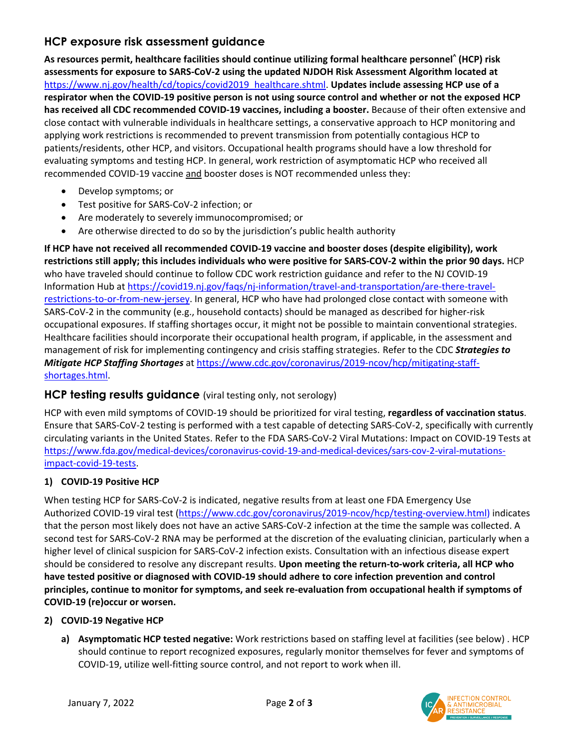## HCP exposure risk assessment guidance

**As resources permit, healthcare facilities should continue utilizing formal healthcare personnel^ (HCP) risk assessments for exposure to SARS-CoV-2 using the updated NJDOH Risk Assessment Algorithm located at** https://www.nj.gov/health/cd/topics/covid2019_healthcare.shtml. **Updates include assessing HCP use of a respirator when the COVID-19 positive person is not using source control and whether or not the exposed HCP has received all CDC recommended COVID-19 vaccines, including a booster.** Because of their often extensive and close contact with vulnerable individuals in healthcare settings, a conservative approach to HCP monitoring and applying work restrictions is recommended to prevent transmission from potentially contagious HCP to patients/residents, other HCP, and visitors. Occupational health programs should have a low threshold for evaluating symptoms and testing HCP. In general, work restriction of asymptomatic HCP who received all recommended COVID-19 vaccine and booster doses is NOT recommended unless they:

- Develop symptoms; or
- Test positive for SARS-CoV-2 infection; or
- Are moderately to severely immunocompromised; or
- Are otherwise directed to do so by the jurisdiction's public health authority

**If HCP have not received all recommended COVID-19 vaccine and booster doses (despite eligibility), work restrictions still apply; this includes individuals who were positive for SARS-COV-2 within the prior 90 days.** HCP who have traveled should continue to follow CDC work restriction guidance and refer to the NJ COVID-19 Information Hub at https://covid19.nj.gov/faqs/nj-information/travel-and-transportation/are-there-travel-restrictions-to-or-from-new-jersey. In general, HCP who have had prolonged close contact with someone with SARS-CoV-2 in the community (e.g., household contacts) should be managed as described for higher-risk occupational exposures. If staffing shortages occur, it might not be possible to maintain conventional strategies. Healthcare facilities should incorporate their occupational health program, if applicable, in the assessment and management of risk for implementing contingency and crisis staffing strategies. Refer to the CDC ***Strategies to Mitigate HCP Staffing Shortages*** at https://www.cdc.gov/coronavirus/2019-ncov/hcp/mitigating-staff-shortages.html.

## HCP testing results guidance (viral testing only, not serology)

HCP with even mild symptoms of COVID-19 should be prioritized for viral testing, **regardless of vaccination status**. Ensure that SARS-CoV-2 testing is performed with a test capable of detecting SARS-CoV-2, specifically with currently circulating variants in the United States. Refer to the FDA SARS-CoV-2 Viral Mutations: Impact on COVID-19 Tests at https://www.fda.gov/medical-devices/coronavirus-covid-19-and-medical-devices/sars-cov-2-viral-mutations-impact-covid-19-tests.

### 1) COVID-19 Positive HCP

When testing HCP for SARS-CoV-2 is indicated, negative results from at least one FDA Emergency Use Authorized COVID-19 viral test (https://www.cdc.gov/coronavirus/2019-ncov/hcp/testing-overview.html) indicates that the person most likely does not have an active SARS-CoV-2 infection at the time the sample was collected. A second test for SARS-CoV-2 RNA may be performed at the discretion of the evaluating clinician, particularly when a higher level of clinical suspicion for SARS-CoV-2 infection exists. Consultation with an infectious disease expert should be considered to resolve any discrepant results. **Upon meeting the return-to-work criteria, all HCP who have tested positive or diagnosed with COVID-19 should adhere to core infection prevention and control principles, continue to monitor for symptoms, and seek re-evaluation from occupational health if symptoms of COVID-19 (re)occur or worsen.**

### 2) COVID-19 Negative HCP

a) **Asymptomatic HCP tested negative:** Work restrictions based on staffing level at facilities (see below) . HCP should continue to report recognized exposures, regularly monitor themselves for fever and symptoms of COVID-19, utilize well-fitting source control, and not report to work when ill.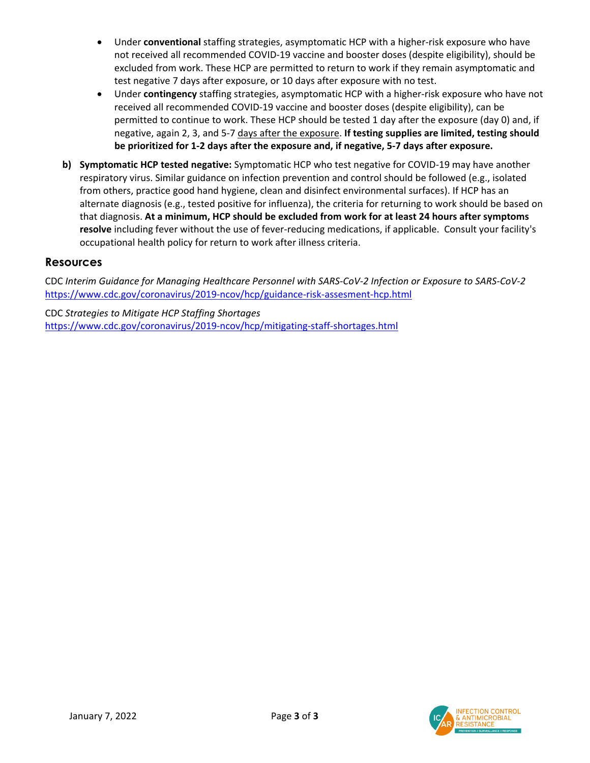- Under **conventional** staffing strategies, asymptomatic HCP with a higher-risk exposure who have not received all recommended COVID-19 vaccine and booster doses (despite eligibility), should be excluded from work. These HCP are permitted to return to work if they remain asymptomatic and test negative 7 days after exposure, or 10 days after exposure with no test.
- Under **contingency** staffing strategies, asymptomatic HCP with a higher-risk exposure who have not received all recommended COVID-19 vaccine and booster doses (despite eligibility), can be permitted to continue to work. These HCP should be tested 1 day after the exposure (day 0) and, if negative, again 2, 3, and 5-7 days after the exposure. **If testing supplies are limited, testing should be prioritized for 1-2 days after the exposure and, if negative, 5-7 days after exposure.**

**b) Symptomatic HCP tested negative:** Symptomatic HCP who test negative for COVID-19 may have another respiratory virus. Similar guidance on infection prevention and control should be followed (e.g., isolated from others, practice good hand hygiene, clean and disinfect environmental surfaces). If HCP has an alternate diagnosis (e.g., tested positive for influenza), the criteria for returning to work should be based on that diagnosis. **At a minimum, HCP should be excluded from work for at least 24 hours after symptoms resolve** including fever without the use of fever-reducing medications, if applicable. Consult your facility's occupational health policy for return to work after illness criteria.

## Resources

CDC *Interim Guidance for Managing Healthcare Personnel with SARS-CoV-2 Infection or Exposure to SARS-CoV-2*
https://www.cdc.gov/coronavirus/2019-ncov/hcp/guidance-risk-assesment-hcp.html

CDC *Strategies to Mitigate HCP Staffing Shortages*
https://www.cdc.gov/coronavirus/2019-ncov/hcp/mitigating-staff-shortages.html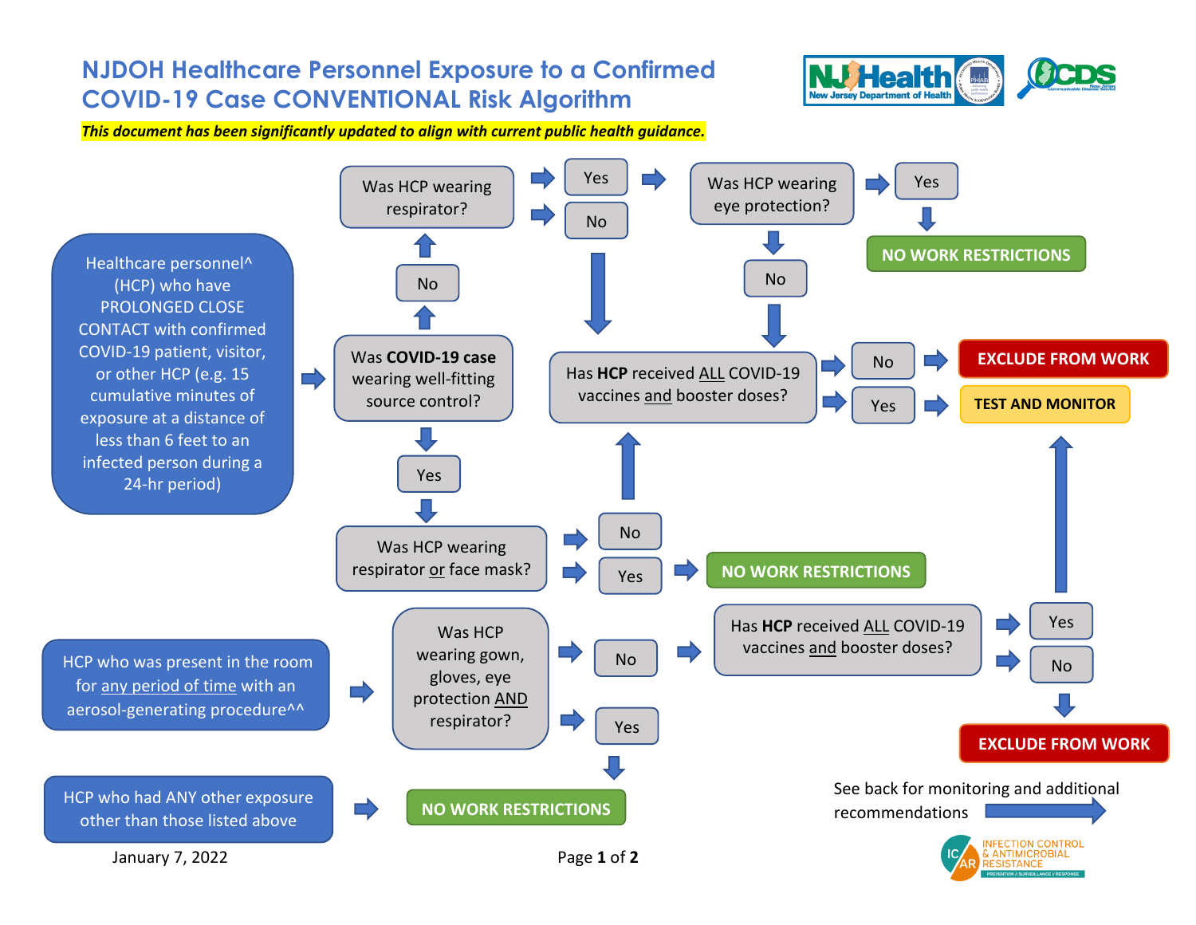# NJDOH Healthcare Personnel Exposure to a Confirmed COVID-19 Case CONVENTIONAL Risk Algorithm

***This document has been significantly updated to align with current public health guidance.***

**Healthcare personnel^ (HCP) who have PROLONGED CLOSE CONTACT with confirmed COVID-19 patient, visitor, or other HCP (e.g. 15 cumulative minutes of exposure at a distance of less than 6 feet to an infected person during a 24-hr period)**

- Was **COVID-19 case** wearing well-fitting source control?
  - **Yes** → Was HCP wearing respirator or face mask?
    - **Yes** → NO WORK RESTRICTIONS
    - **No** → Has **HCP** received ALL COVID-19 vaccines and booster doses?
  - **No** → Was HCP wearing respirator?
    - **Yes** → Was HCP wearing eye protection?
      - **Yes** → NO WORK RESTRICTIONS
      - **No** → Has **HCP** received ALL COVID-19 vaccines and booster doses?
    - **No** → Has **HCP** received ALL COVID-19 vaccines and booster doses?

Has **HCP** received ALL COVID-19 vaccines and booster doses?
- **No** → EXCLUDE FROM WORK
- **Yes** → TEST AND MONITOR

**HCP who was present in the room for any period of time with an aerosol-generating procedure^^**

- Was HCP wearing gown, gloves, eye protection AND respirator?
  - **Yes** → NO WORK RESTRICTIONS
  - **No** → Has **HCP** received ALL COVID-19 vaccines and booster doses?
    - **Yes** → TEST AND MONITOR
    - **No** → EXCLUDE FROM WORK

**HCP who had ANY other exposure other than those listed above** → NO WORK RESTRICTIONS

See back for monitoring and additional recommendations

January 7, 2022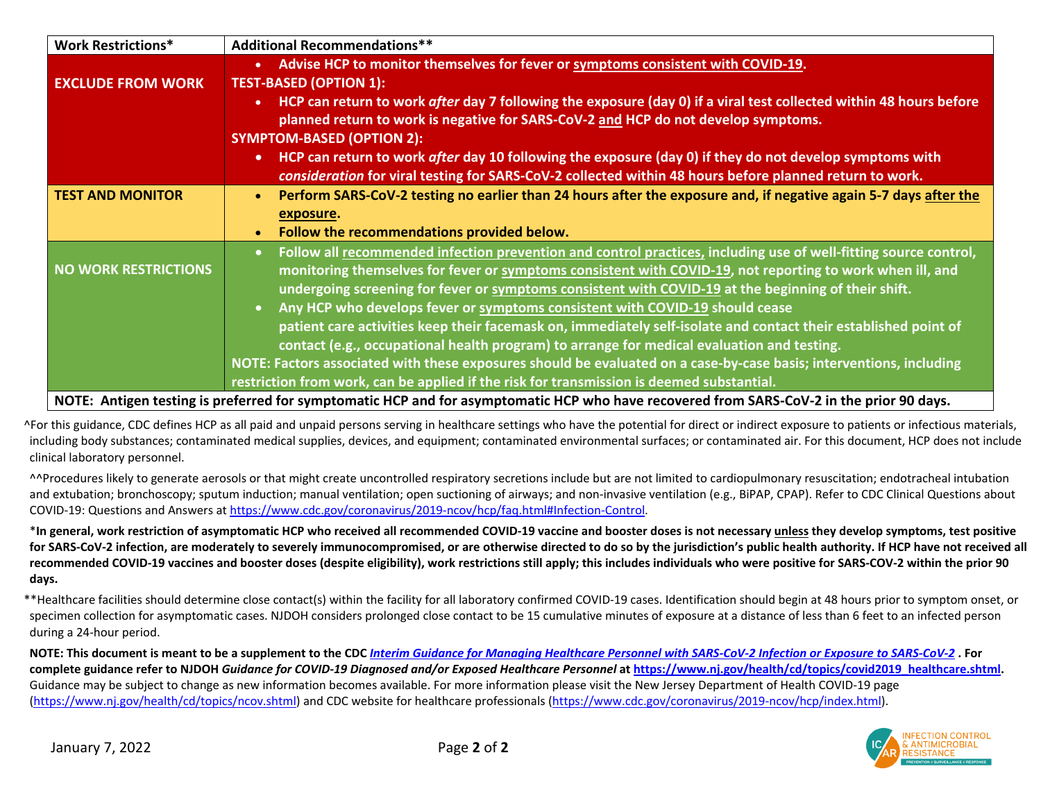| Work Restrictions* | Additional Recommendations** |
|---|---|
| **EXCLUDE FROM WORK** | • **Advise HCP to monitor themselves for fever or symptoms consistent with COVID-19.** <br> **TEST-BASED (OPTION 1):** <br> • **HCP can return to work *after* day 7 following the exposure (day 0) if a viral test collected within 48 hours before planned return to work is negative for SARS-CoV-2 and HCP do not develop symptoms.** <br> **SYMPTOM-BASED (OPTION 2):** <br> • **HCP can return to work *after* day 10 following the exposure (day 0) if they do not develop symptoms with *consideration* for viral testing for SARS-CoV-2 collected within 48 hours before planned return to work.** |
| **TEST AND MONITOR** | • **Perform SARS-CoV-2 testing no earlier than 24 hours after the exposure and, if negative again 5-7 days after the exposure.** <br> • **Follow the recommendations provided below.** |
| **NO WORK RESTRICTIONS** | • **Follow all recommended infection prevention and control practices, including use of well-fitting source control, monitoring themselves for fever or symptoms consistent with COVID-19, not reporting to work when ill, and undergoing screening for fever or symptoms consistent with COVID-19 at the beginning of their shift.** <br> • **Any HCP who develops fever or symptoms consistent with COVID-19 should cease patient care activities keep their facemask on, immediately self-isolate and contact their established point of contact (e.g., occupational health program) to arrange for medical evaluation and testing.** <br> **NOTE: Factors associated with these exposures should be evaluated on a case-by-case basis; interventions, including restriction from work, can be applied if the risk for transmission is deemed substantial.** |
| **NOTE: Antigen testing is preferred for symptomatic HCP and for asymptomatic HCP who have recovered from SARS-CoV-2 in the prior 90 days.** | |

^For this guidance, CDC defines HCP as all paid and unpaid persons serving in healthcare settings who have the potential for direct or indirect exposure to patients or infectious materials, including body substances; contaminated medical supplies, devices, and equipment; contaminated environmental surfaces; or contaminated air. For this document, HCP does not include clinical laboratory personnel.

^^Procedures likely to generate aerosols or that might create uncontrolled respiratory secretions include but are not limited to cardiopulmonary resuscitation; endotracheal intubation and extubation; bronchoscopy; sputum induction; manual ventilation; open suctioning of airways; and non-invasive ventilation (e.g., BiPAP, CPAP). Refer to CDC Clinical Questions about COVID-19: Questions and Answers at https://www.cdc.gov/coronavirus/2019-ncov/hcp/faq.html#Infection-Control.

***In general, work restriction of asymptomatic HCP who received all recommended COVID-19 vaccine and booster doses is not necessary unless they develop symptoms, test positive for SARS-CoV-2 infection, are moderately to severely immunocompromised, or are otherwise directed to do so by the jurisdiction's public health authority. If HCP have not received all recommended COVID-19 vaccines and booster doses (despite eligibility), work restrictions still apply; this includes individuals who were positive for SARS-COV-2 within the prior 90 days.**

**Healthcare facilities should determine close contact(s) within the facility for all laboratory confirmed COVID-19 cases. Identification should begin at 48 hours prior to symptom onset, or specimen collection for asymptomatic cases. NJDOH considers prolonged close contact to be 15 cumulative minutes of exposure at a distance of less than 6 feet to an infected person during a 24-hour period.

**NOTE: This document is meant to be a supplement to the CDC *Interim Guidance for Managing Healthcare Personnel with SARS-CoV-2 Infection or Exposure to SARS-CoV-2*. For complete guidance refer to NJDOH *Guidance for COVID-19 Diagnosed and/or Exposed Healthcare Personnel* at https://www.nj.gov/health/cd/topics/covid2019_healthcare.shtml.** Guidance may be subject to change as new information becomes available. For more information please visit the New Jersey Department of Health COVID-19 page (https://www.nj.gov/health/cd/topics/ncov.shtml) and CDC website for healthcare professionals (https://www.cdc.gov/coronavirus/2019-ncov/hcp/index.html).

January 7, 2022

INFECTION CONTROL & ANTIMICROBIAL RESISTANCE
PREVENTION | SURVEILLANCE | RESPONSE